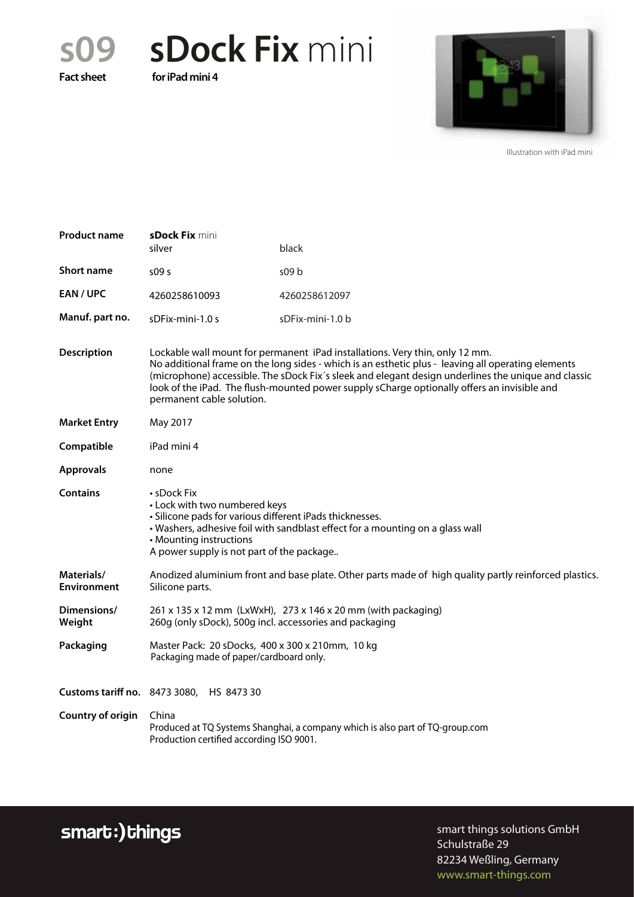# s09 sDock Fix mini

**Fact sheet** **for iPad mini 4**

Illustration with iPad mini

| | | |
|---|---|---|
| **Product name** | **sDock Fix** mini<br>silver | black |
| **Short name** | s09 s | s09 b |
| **EAN / UPC** | 4260258610093 | 4260258612097 |
| **Manuf. part no.** | sDFix-mini-1.0 s | sDFix-mini-1.0 b |

**Description**
Lockable wall mount for permanent iPad installations. Very thin, only 12 mm.
No additional frame on the long sides - which is an esthetic plus - leaving all operating elements (microphone) accessible. The sDock Fix´s sleek and elegant design underlines the unique and classic look of the iPad. The flush-mounted power supply sCharge optionally offers an invisible and permanent cable solution.

**Market Entry**
May 2017

**Compatible**
iPad mini 4

**Approvals**
none

**Contains**
- sDock Fix
- Lock with two numbered keys
- Silicone pads for various different iPads thicknesses.
- Washers, adhesive foil with sandblast effect for a mounting on a glass wall
- Mounting instructions

A power supply is not part of the package..

**Materials/ Environment**
Anodized aluminium front and base plate. Other parts made of high quality partly reinforced plastics. Silicone parts.

**Dimensions/ Weight**
261 x 135 x 12 mm (LxWxH), 273 x 146 x 20 mm (with packaging)
260g (only sDock), 500g incl. accessories and packaging

**Packaging**
Master Pack: 20 sDocks, 400 x 300 x 210mm, 10 kg
Packaging made of paper/cardboard only.

**Customs tariff no.**
8473 3080, HS 8473 30

**Country of origin**
China
Produced at TQ Systems Shanghai, a company which is also part of TQ-group.com
Production certified according ISO 9001.

smart:)things

smart things solutions GmbH
Schulstraße 29
82234 Weßling, Germany
www.smart-things.com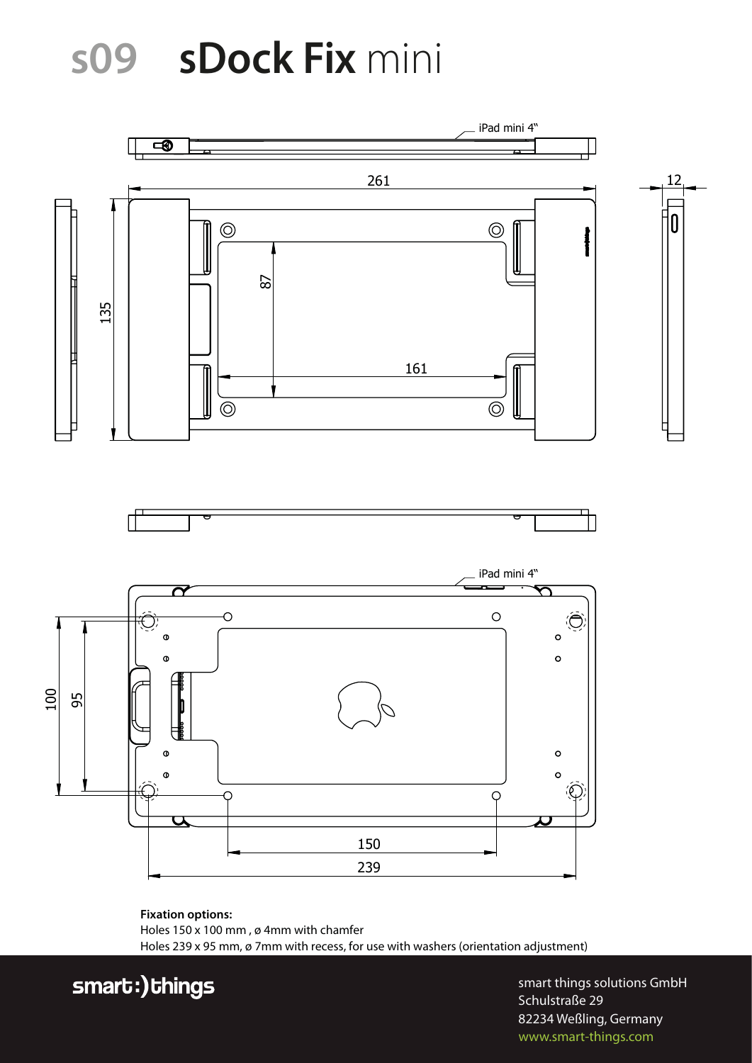# s09 sDock Fix mini

iPad mini 4"

261

12

135

87

161

iPad mini 4"

100

95

150

239

**Fixation options:**

Holes 150 x 100 mm , ø 4mm with chamfer

Holes 239 x 95 mm, ø 7mm with recess, for use with washers (orientation adjustment)

smart:)things

smart things solutions GmbH
Schulstraße 29
82234 Weßling, Germany
www.smart-things.com